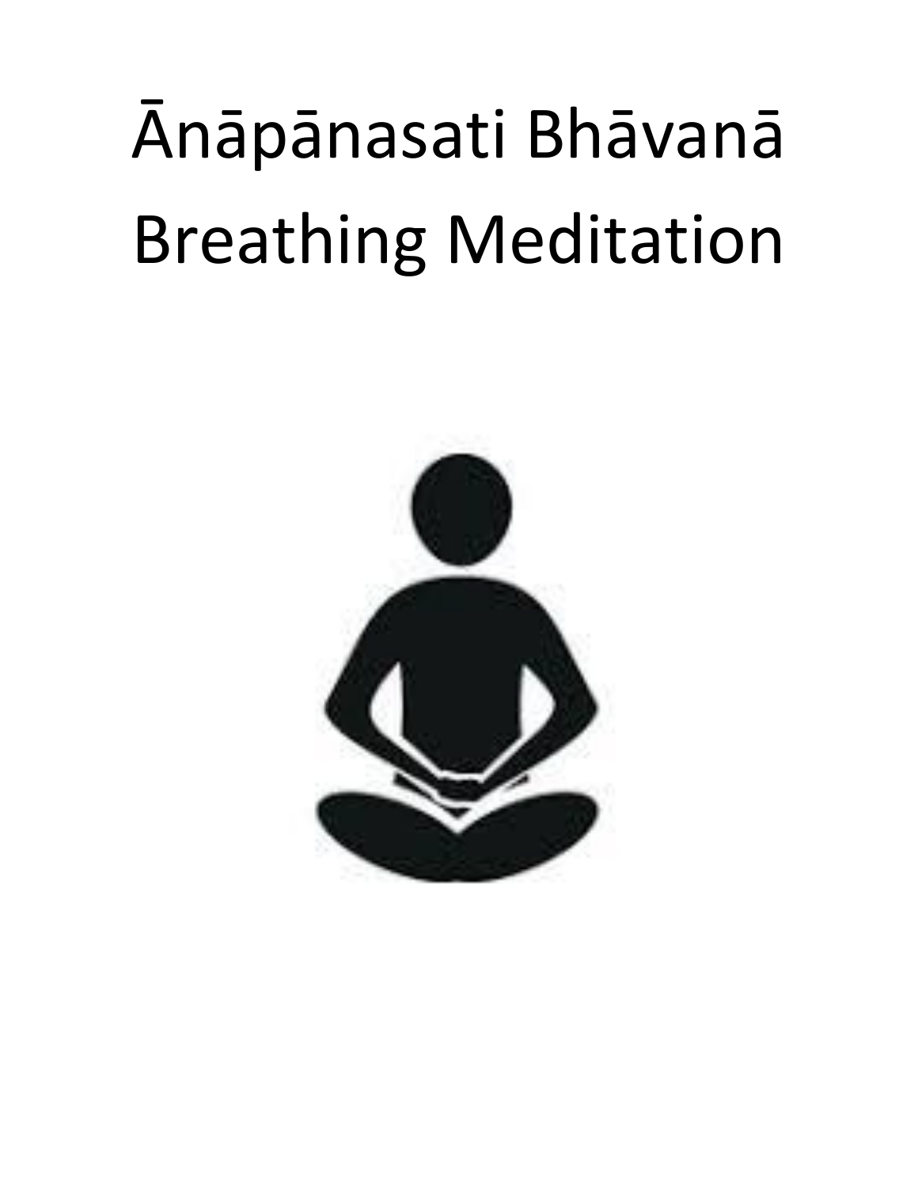# Ānāpānasati Bhāvanā
# Breathing Meditation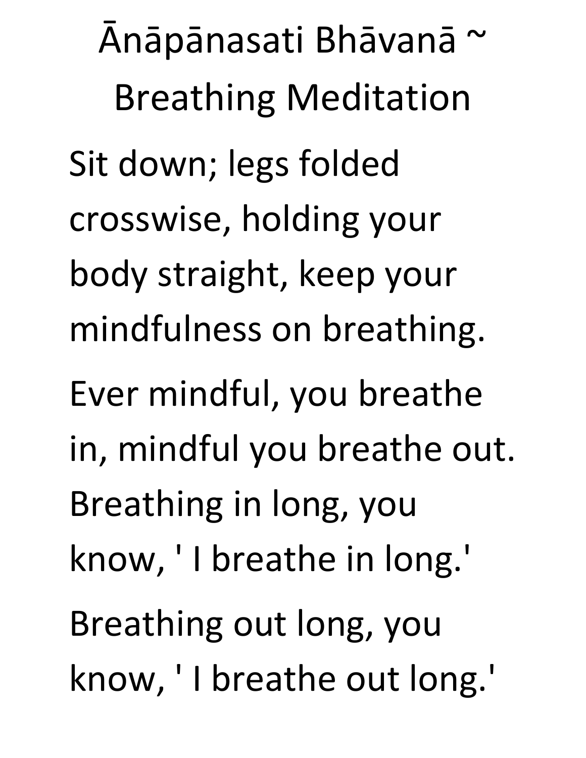# Ānāpānasati Bhāvanā ~ Breathing Meditation

Sit down; legs folded crosswise, holding your body straight, keep your mindfulness on breathing.

Ever mindful, you breathe in, mindful you breathe out. Breathing in long, you know, ' I breathe in long.'

Breathing out long, you know, ' I breathe out long.'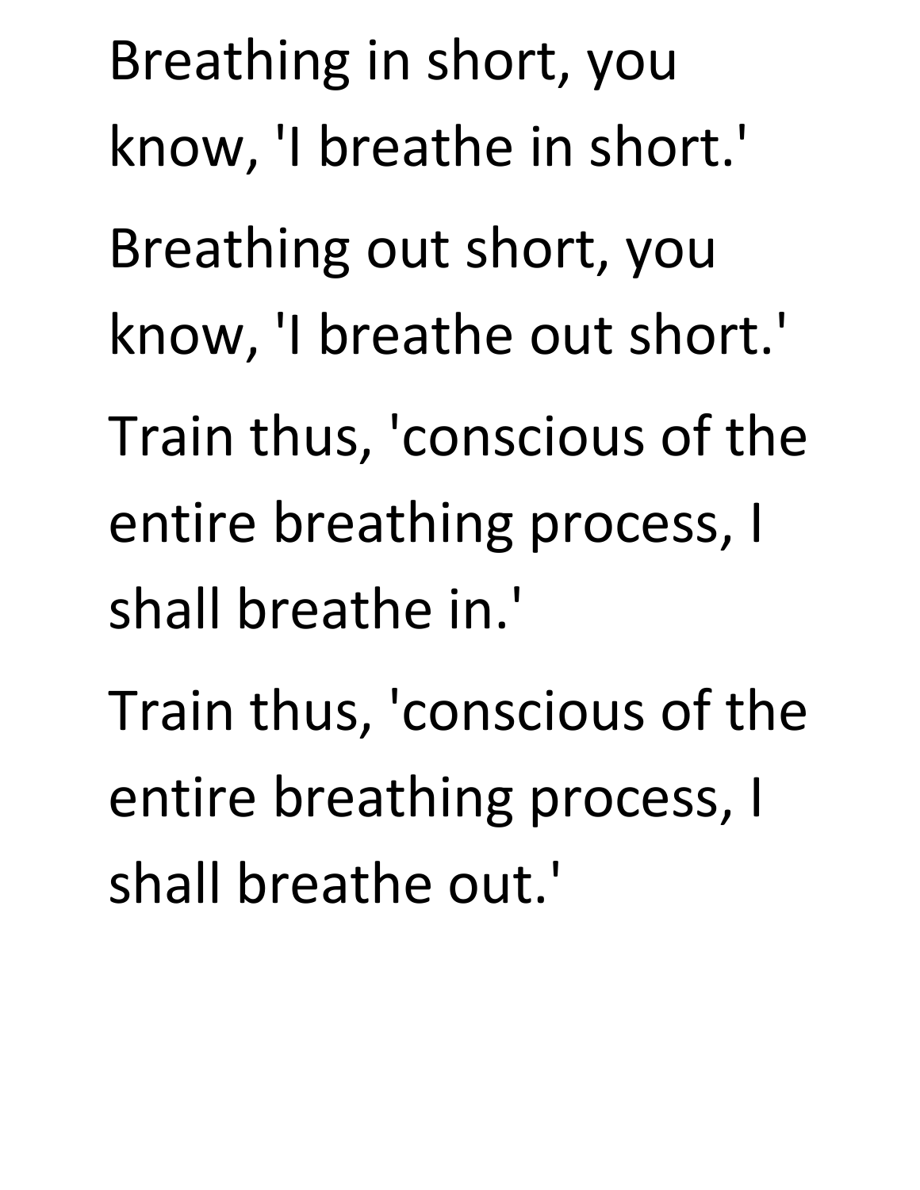Breathing in short, you know, 'I breathe in short.'

Breathing out short, you know, 'I breathe out short.'

Train thus, 'conscious of the entire breathing process, I shall breathe in.'

Train thus, 'conscious of the entire breathing process, I shall breathe out.'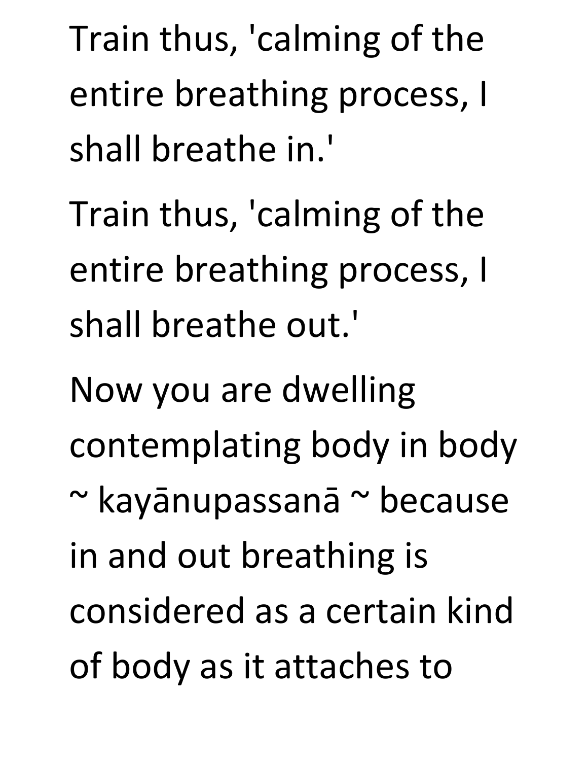Train thus, 'calming of the entire breathing process, I shall breathe in.'

Train thus, 'calming of the entire breathing process, I shall breathe out.'

Now you are dwelling contemplating body in body ~ kayānupassanā ~ because in and out breathing is considered as a certain kind of body as it attaches to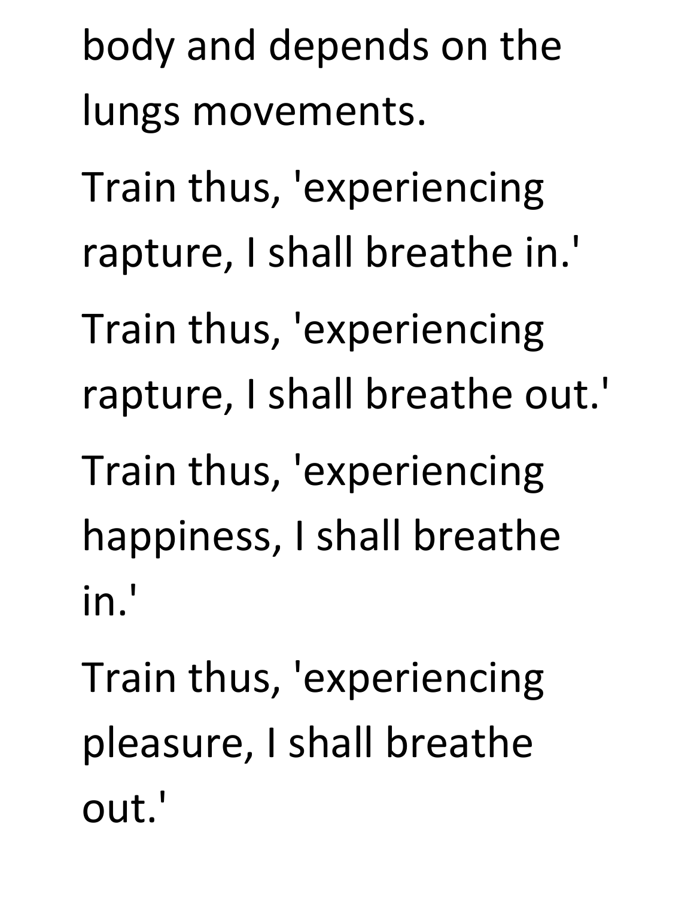body and depends on the lungs movements.

Train thus, 'experiencing rapture, I shall breathe in.'

Train thus, 'experiencing rapture, I shall breathe out.'

Train thus, 'experiencing happiness, I shall breathe in.'

Train thus, 'experiencing pleasure, I shall breathe out.'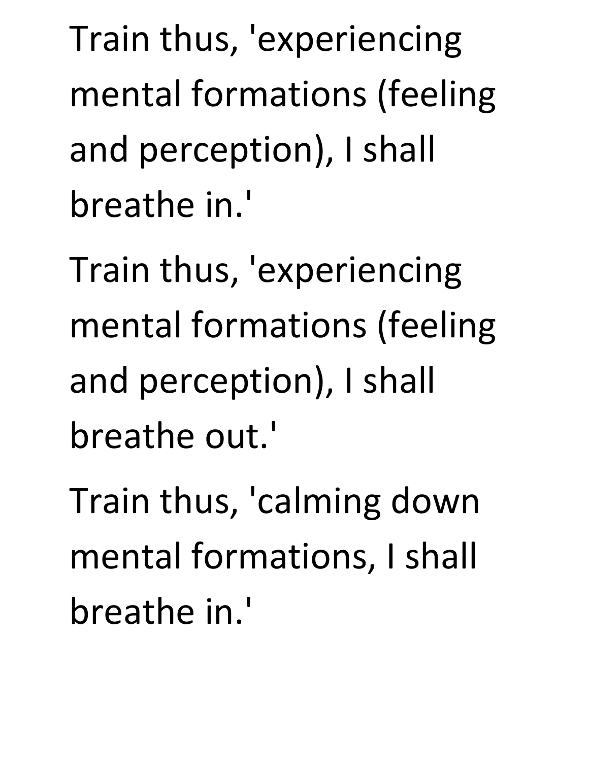Train thus, 'experiencing mental formations (feeling and perception), I shall breathe in.'

Train thus, 'experiencing mental formations (feeling and perception), I shall breathe out.'

Train thus, 'calming down mental formations, I shall breathe in.'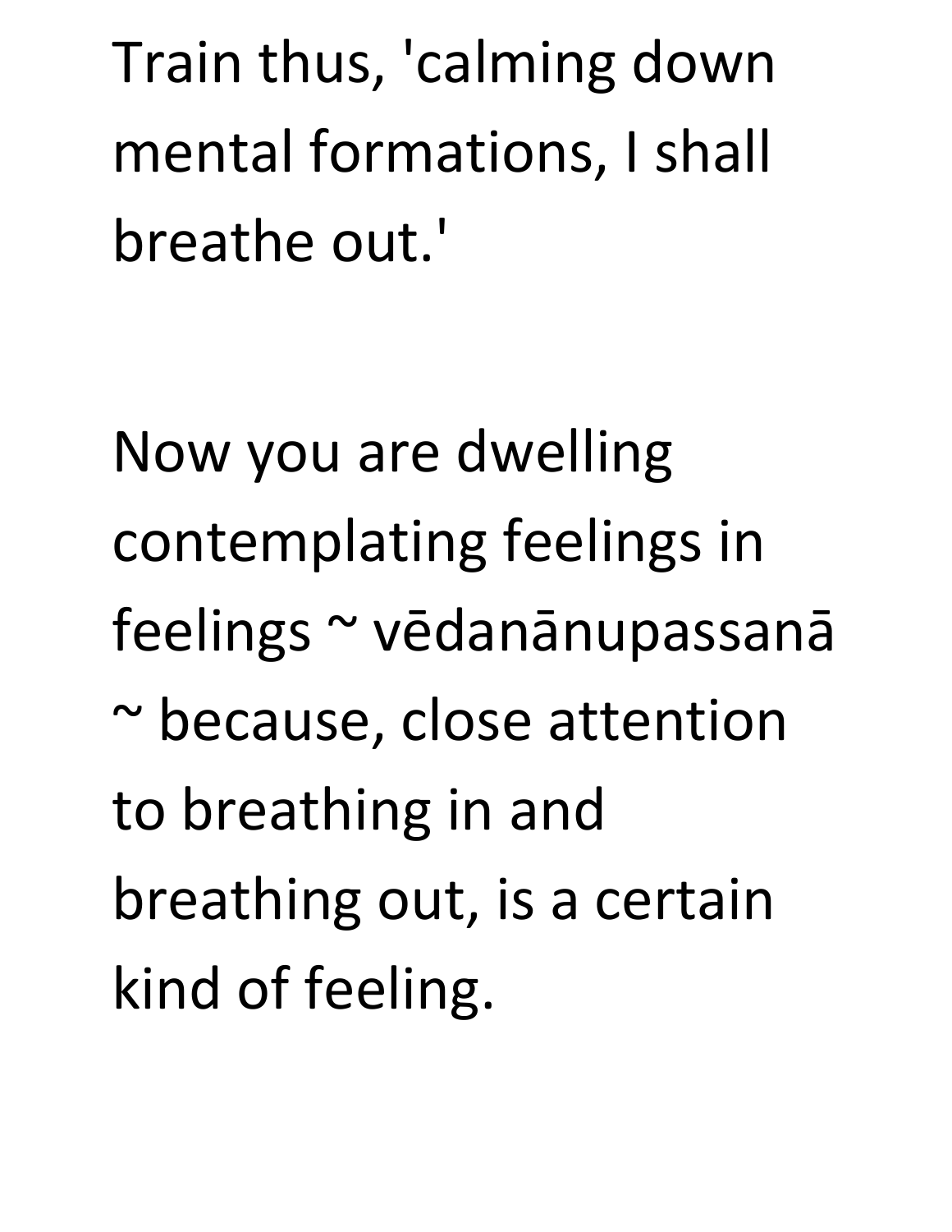Train thus, 'calming down mental formations, I shall breathe out.'

Now you are dwelling contemplating feelings in feelings ~ vēdanānupassanā ~ because, close attention to breathing in and breathing out, is a certain kind of feeling.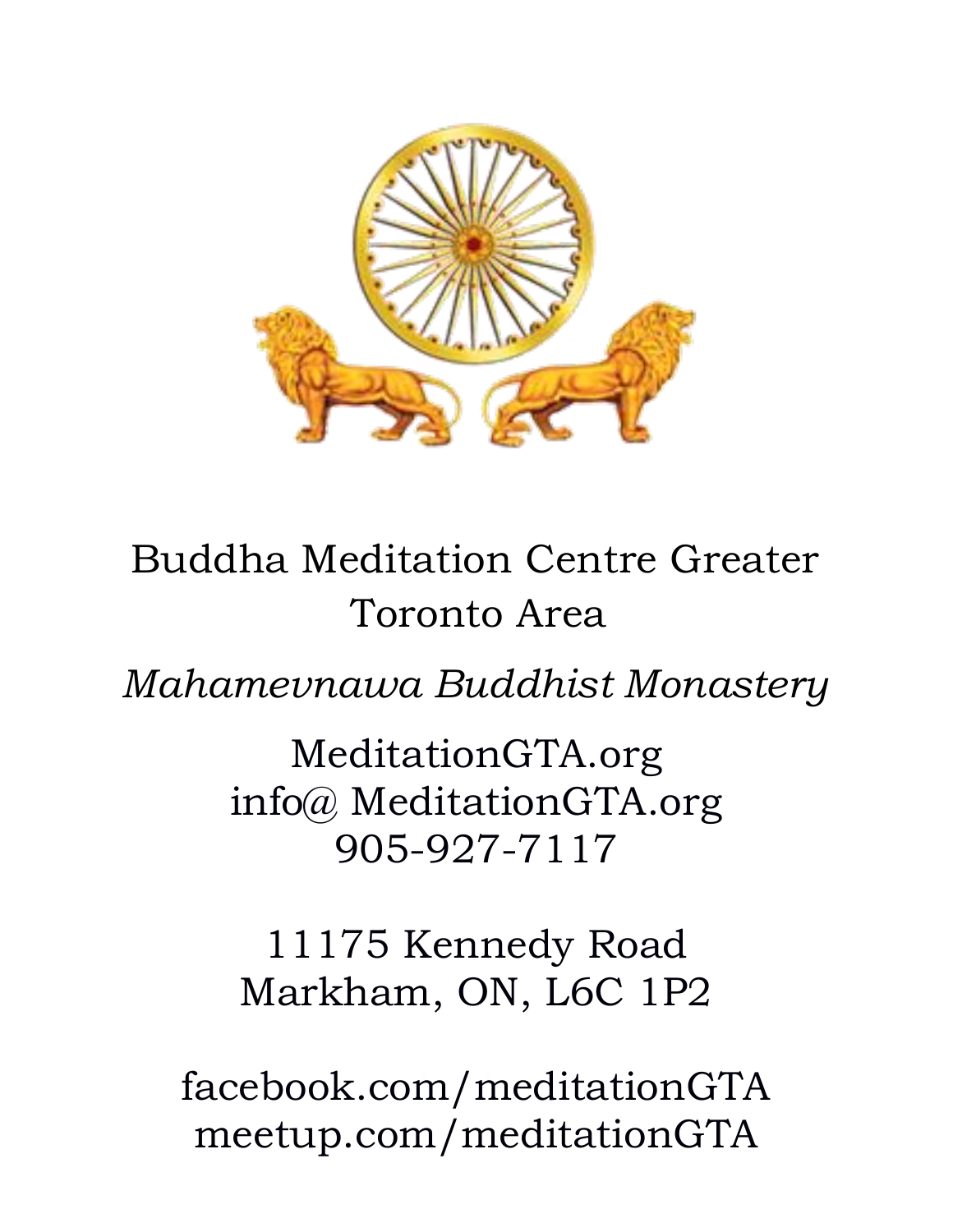Buddha Meditation Centre Greater Toronto Area

*Mahamevnawa Buddhist Monastery*

MeditationGTA.org
info@ MeditationGTA.org
905-927-7117

11175 Kennedy Road
Markham, ON, L6C 1P2

facebook.com/meditationGTA
meetup.com/meditationGTA